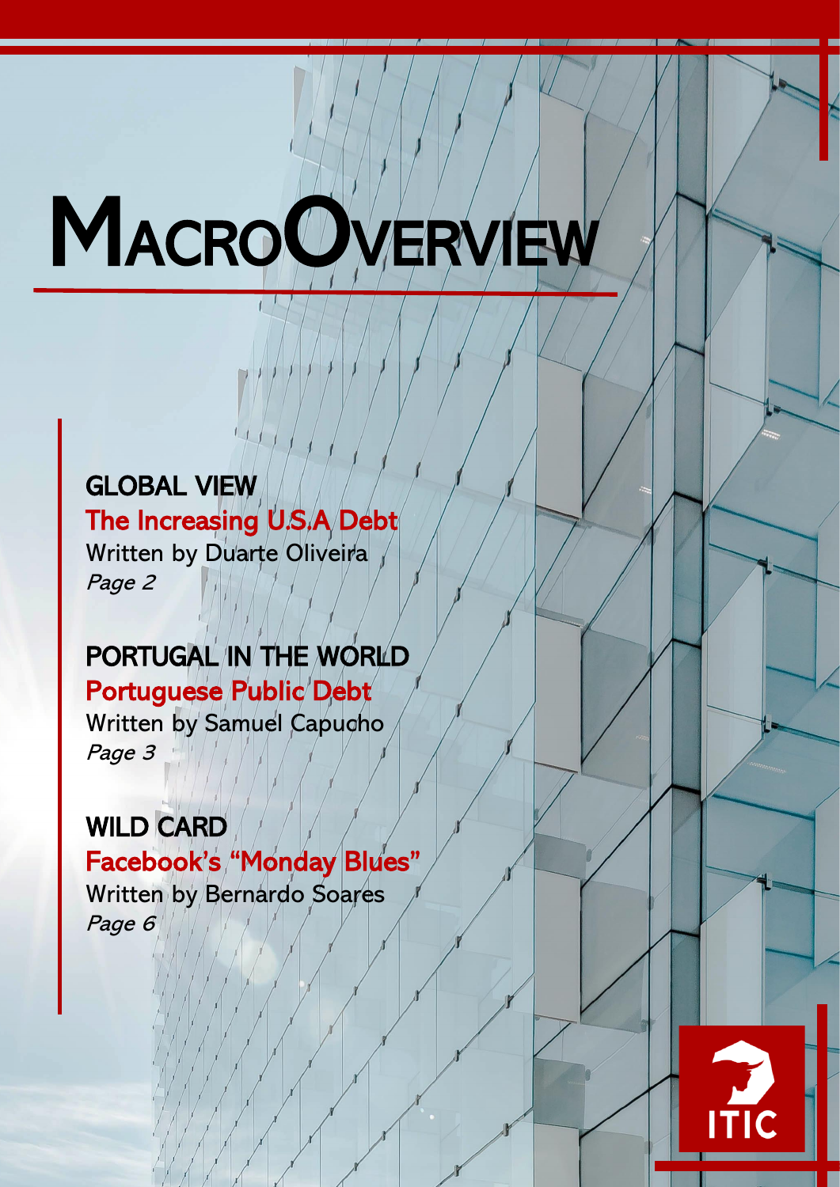# MacroOverview

## GLOBAL VIEW

**The Increasing U.S.A Debt**

Written by Duarte Oliveira

*Page 2*

## PORTUGAL IN THE WORLD

**Portuguese Public Debt**

Written by Samuel Capucho

*Page 3*

## WILD CARD

**Facebook's "Monday Blues"**

Written by Bernardo Soares

*Page 6*

ITIC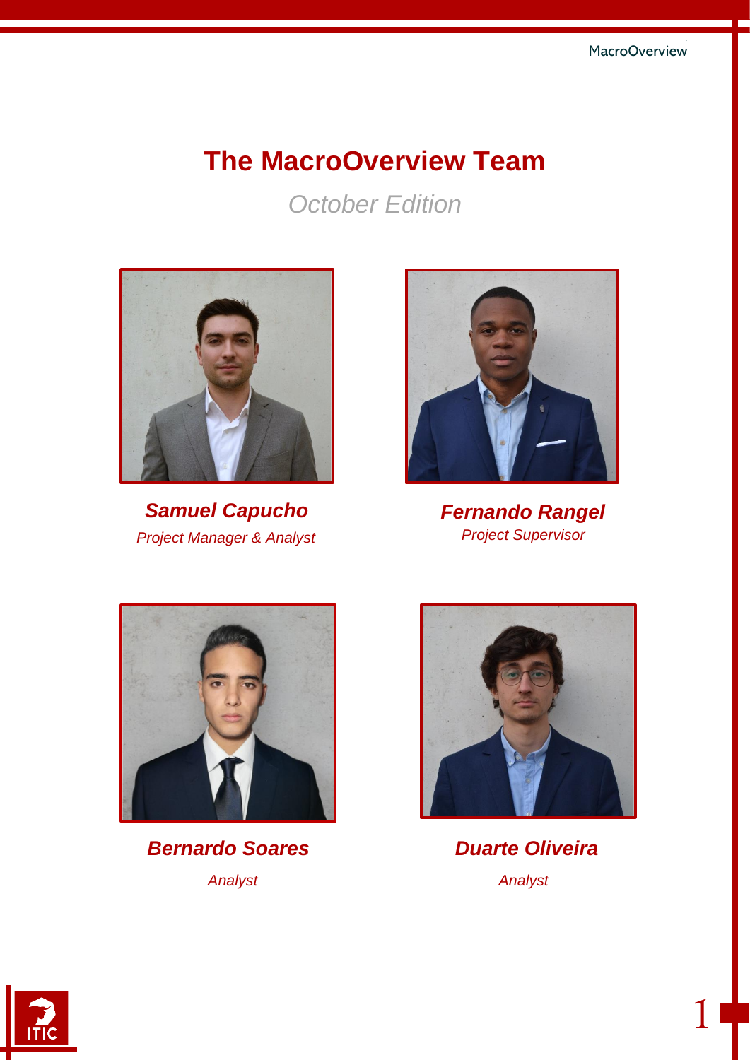# The MacroOverview Team

*October Edition*

***Samuel Capucho***

*Project Manager & Analyst*

***Fernando Rangel***

*Project Supervisor*

***Bernardo Soares***

*Analyst*

***Duarte Oliveira***

*Analyst*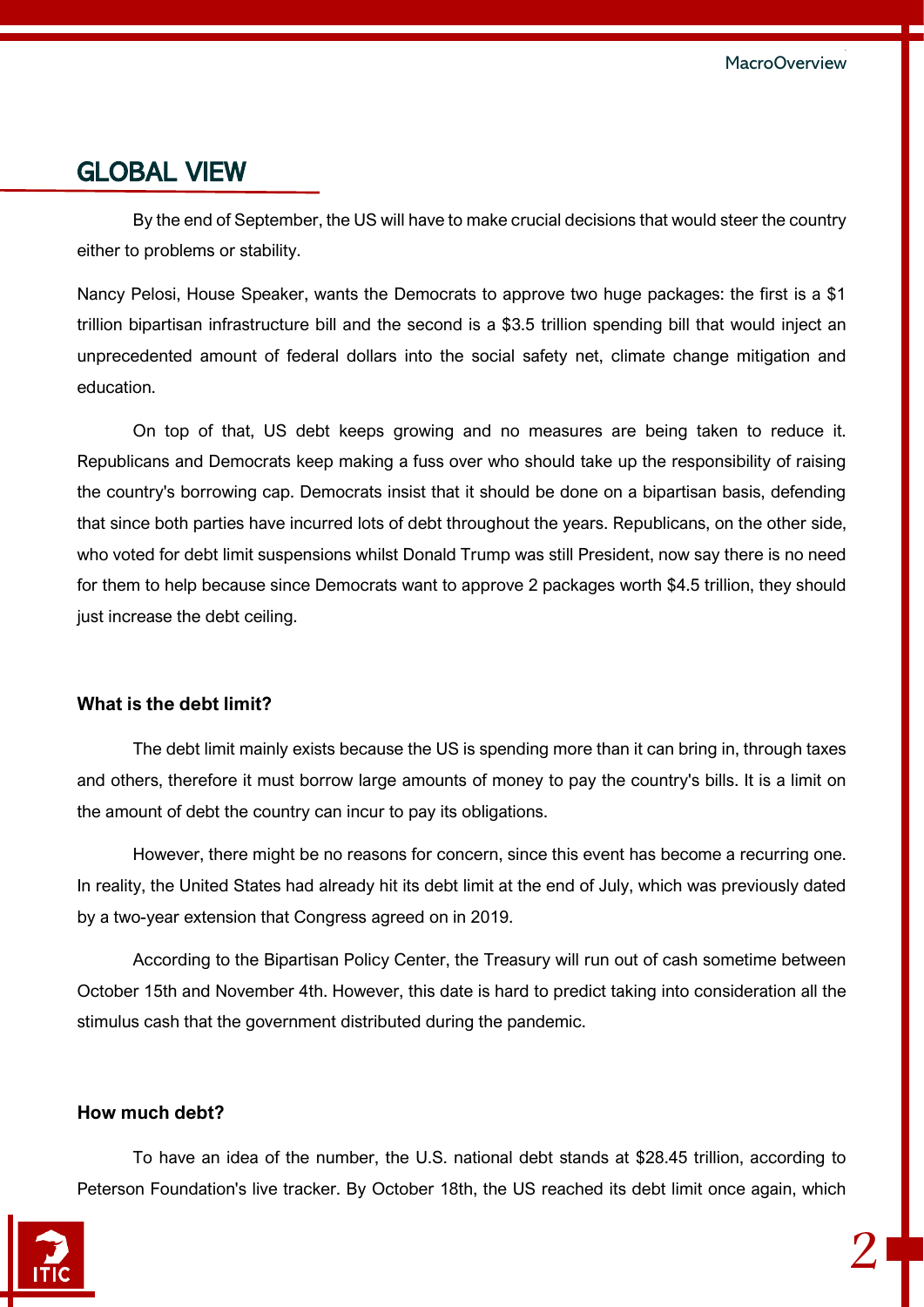# GLOBAL VIEW

By the end of September, the US will have to make crucial decisions that would steer the country either to problems or stability.

Nancy Pelosi, House Speaker, wants the Democrats to approve two huge packages: the first is a $1 trillion bipartisan infrastructure bill and the second is a $3.5 trillion spending bill that would inject an unprecedented amount of federal dollars into the social safety net, climate change mitigation and education.

On top of that, US debt keeps growing and no measures are being taken to reduce it. Republicans and Democrats keep making a fuss over who should take up the responsibility of raising the country's borrowing cap. Democrats insist that it should be done on a bipartisan basis, defending that since both parties have incurred lots of debt throughout the years. Republicans, on the other side, who voted for debt limit suspensions whilst Donald Trump was still President, now say there is no need for them to help because since Democrats want to approve 2 packages worth $4.5 trillion, they should just increase the debt ceiling.

**What is the debt limit?**

The debt limit mainly exists because the US is spending more than it can bring in, through taxes and others, therefore it must borrow large amounts of money to pay the country's bills. It is a limit on the amount of debt the country can incur to pay its obligations.

However, there might be no reasons for concern, since this event has become a recurring one. In reality, the United States had already hit its debt limit at the end of July, which was previously dated by a two-year extension that Congress agreed on in 2019.

According to the Bipartisan Policy Center, the Treasury will run out of cash sometime between October 15th and November 4th. However, this date is hard to predict taking into consideration all the stimulus cash that the government distributed during the pandemic.

**How much debt?**

To have an idea of the number, the U.S. national debt stands at $28.45 trillion, according to Peterson Foundation's live tracker. By October 18th, the US reached its debt limit once again, which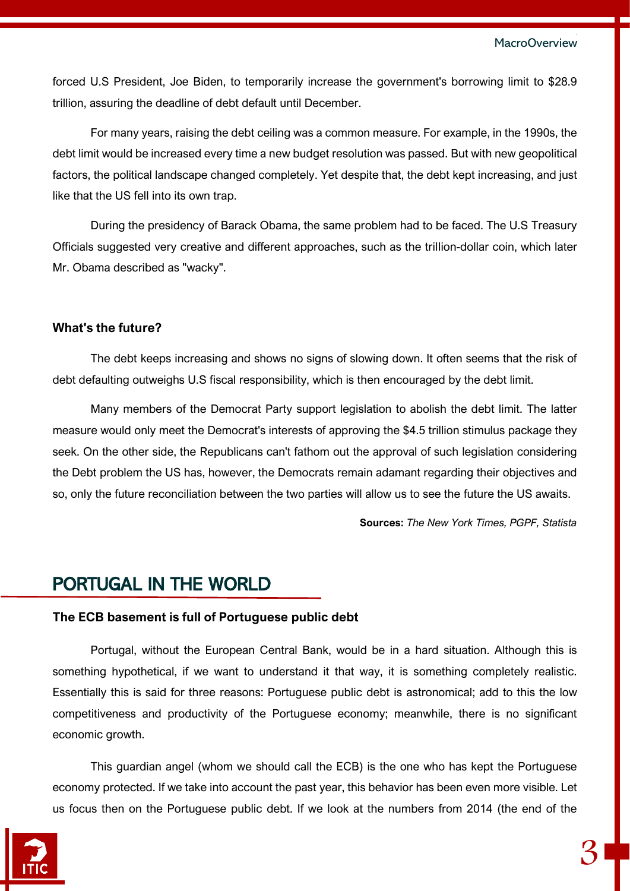forced U.S President, Joe Biden, to temporarily increase the government's borrowing limit to $28.9 trillion, assuring the deadline of debt default until December.

For many years, raising the debt ceiling was a common measure. For example, in the 1990s, the debt limit would be increased every time a new budget resolution was passed. But with new geopolitical factors, the political landscape changed completely. Yet despite that, the debt kept increasing, and just like that the US fell into its own trap.

During the presidency of Barack Obama, the same problem had to be faced. The U.S Treasury Officials suggested very creative and different approaches, such as the trillion-dollar coin, which later Mr. Obama described as "wacky".

**What's the future?**

The debt keeps increasing and shows no signs of slowing down. It often seems that the risk of debt defaulting outweighs U.S fiscal responsibility, which is then encouraged by the debt limit.

Many members of the Democrat Party support legislation to abolish the debt limit. The latter measure would only meet the Democrat's interests of approving the $4.5 trillion stimulus package they seek. On the other side, the Republicans can't fathom out the approval of such legislation considering the Debt problem the US has, however, the Democrats remain adamant regarding their objectives and so, only the future reconciliation between the two parties will allow us to see the future the US awaits.

**Sources:** *The New York Times, PGPF, Statista*

## PORTUGAL IN THE WORLD

**The ECB basement is full of Portuguese public debt**

Portugal, without the European Central Bank, would be in a hard situation. Although this is something hypothetical, if we want to understand it that way, it is something completely realistic. Essentially this is said for three reasons: Portuguese public debt is astronomical; add to this the low competitiveness and productivity of the Portuguese economy; meanwhile, there is no significant economic growth.

This guardian angel (whom we should call the ECB) is the one who has kept the Portuguese economy protected. If we take into account the past year, this behavior has been even more visible. Let us focus then on the Portuguese public debt. If we look at the numbers from 2014 (the end of the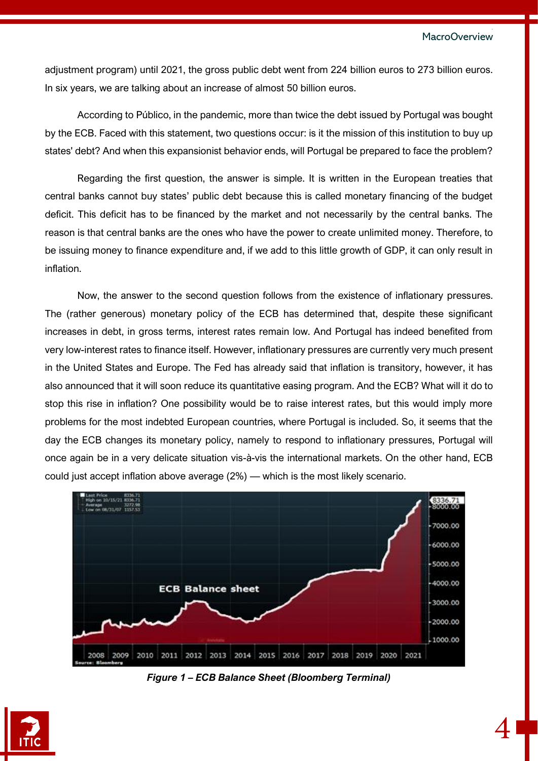adjustment program) until 2021, the gross public debt went from 224 billion euros to 273 billion euros. In six years, we are talking about an increase of almost 50 billion euros.

According to Público, in the pandemic, more than twice the debt issued by Portugal was bought by the ECB. Faced with this statement, two questions occur: is it the mission of this institution to buy up states' debt? And when this expansionist behavior ends, will Portugal be prepared to face the problem?

Regarding the first question, the answer is simple. It is written in the European treaties that central banks cannot buy states' public debt because this is called monetary financing of the budget deficit. This deficit has to be financed by the market and not necessarily by the central banks. The reason is that central banks are the ones who have the power to create unlimited money. Therefore, to be issuing money to finance expenditure and, if we add to this little growth of GDP, it can only result in inflation.

Now, the answer to the second question follows from the existence of inflationary pressures. The (rather generous) monetary policy of the ECB has determined that, despite these significant increases in debt, in gross terms, interest rates remain low. And Portugal has indeed benefited from very low-interest rates to finance itself. However, inflationary pressures are currently very much present in the United States and Europe. The Fed has already said that inflation is transitory, however, it has also announced that it will soon reduce its quantitative easing program. And the ECB? What will it do to stop this rise in inflation? One possibility would be to raise interest rates, but this would imply more problems for the most indebted European countries, where Portugal is included. So, it seems that the day the ECB changes its monetary policy, namely to respond to inflationary pressures, Portugal will once again be in a very delicate situation vis-à-vis the international markets. On the other hand, ECB could just accept inflation above average (2%) — which is the most likely scenario.

***Figure 1 – ECB Balance Sheet (Bloomberg Terminal)***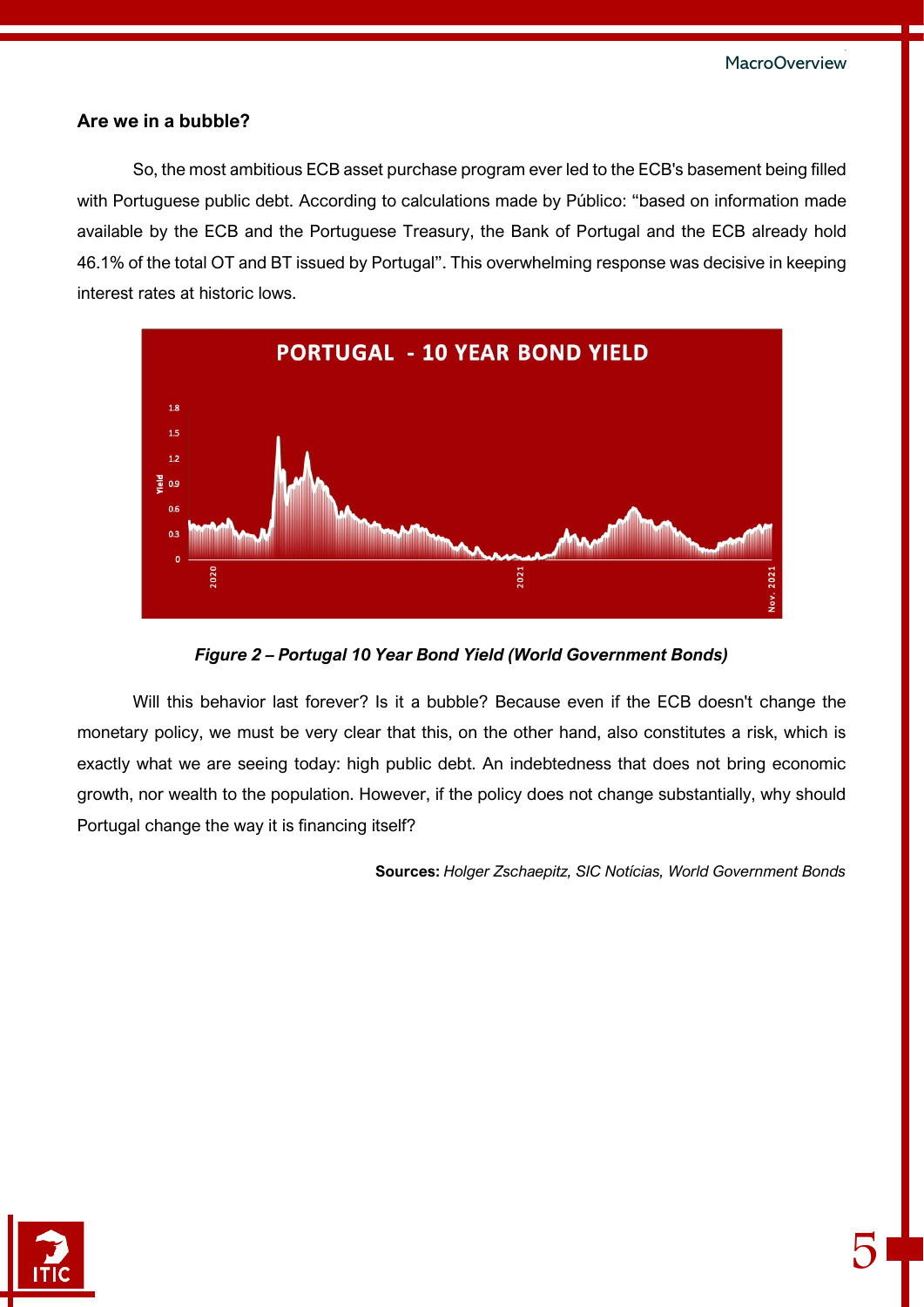### Are we in a bubble?

So, the most ambitious ECB asset purchase program ever led to the ECB's basement being filled with Portuguese public debt. According to calculations made by Público: "based on information made available by the ECB and the Portuguese Treasury, the Bank of Portugal and the ECB already hold 46.1% of the total OT and BT issued by Portugal". This overwhelming response was decisive in keeping interest rates at historic lows.

*Figure 2 – Portugal 10 Year Bond Yield (World Government Bonds)*

Will this behavior last forever? Is it a bubble? Because even if the ECB doesn't change the monetary policy, we must be very clear that this, on the other hand, also constitutes a risk, which is exactly what we are seeing today: high public debt. An indebtedness that does not bring economic growth, nor wealth to the population. However, if the policy does not change substantially, why should Portugal change the way it is financing itself?

**Sources:** *Holger Zschaepitz, SIC Notícias, World Government Bonds*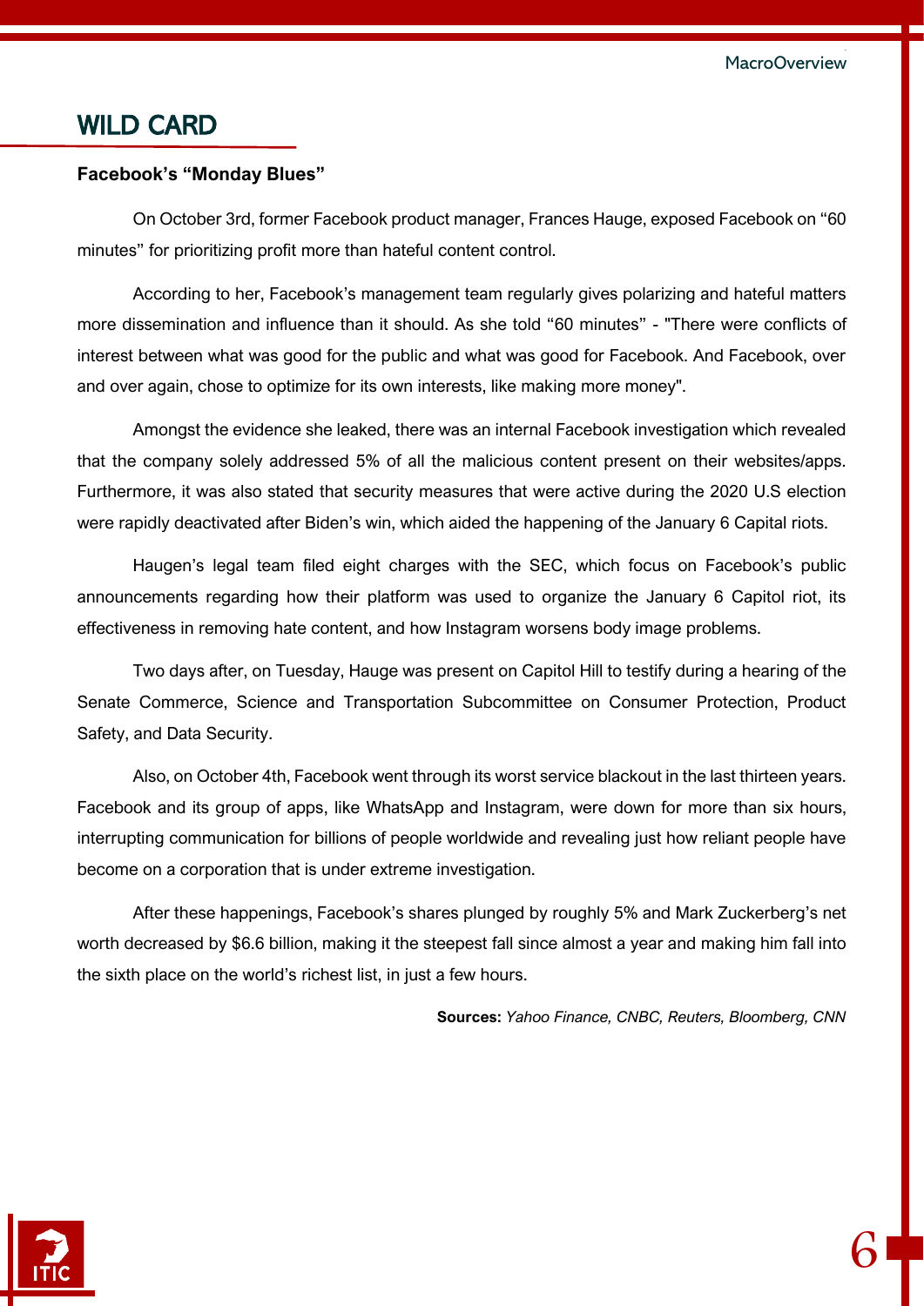## WILD CARD

**Facebook's "Monday Blues"**

On October 3rd, former Facebook product manager, Frances Hauge, exposed Facebook on "60 minutes" for prioritizing profit more than hateful content control.

According to her, Facebook's management team regularly gives polarizing and hateful matters more dissemination and influence than it should. As she told "60 minutes" - "There were conflicts of interest between what was good for the public and what was good for Facebook. And Facebook, over and over again, chose to optimize for its own interests, like making more money".

Amongst the evidence she leaked, there was an internal Facebook investigation which revealed that the company solely addressed 5% of all the malicious content present on their websites/apps. Furthermore, it was also stated that security measures that were active during the 2020 U.S election were rapidly deactivated after Biden's win, which aided the happening of the January 6 Capital riots.

Haugen's legal team filed eight charges with the SEC, which focus on Facebook's public announcements regarding how their platform was used to organize the January 6 Capitol riot, its effectiveness in removing hate content, and how Instagram worsens body image problems.

Two days after, on Tuesday, Hauge was present on Capitol Hill to testify during a hearing of the Senate Commerce, Science and Transportation Subcommittee on Consumer Protection, Product Safety, and Data Security.

Also, on October 4th, Facebook went through its worst service blackout in the last thirteen years. Facebook and its group of apps, like WhatsApp and Instagram, were down for more than six hours, interrupting communication for billions of people worldwide and revealing just how reliant people have become on a corporation that is under extreme investigation.

After these happenings, Facebook's shares plunged by roughly 5% and Mark Zuckerberg's net worth decreased by $6.6 billion, making it the steepest fall since almost a year and making him fall into the sixth place on the world's richest list, in just a few hours.

**Sources:** *Yahoo Finance, CNBC, Reuters, Bloomberg, CNN*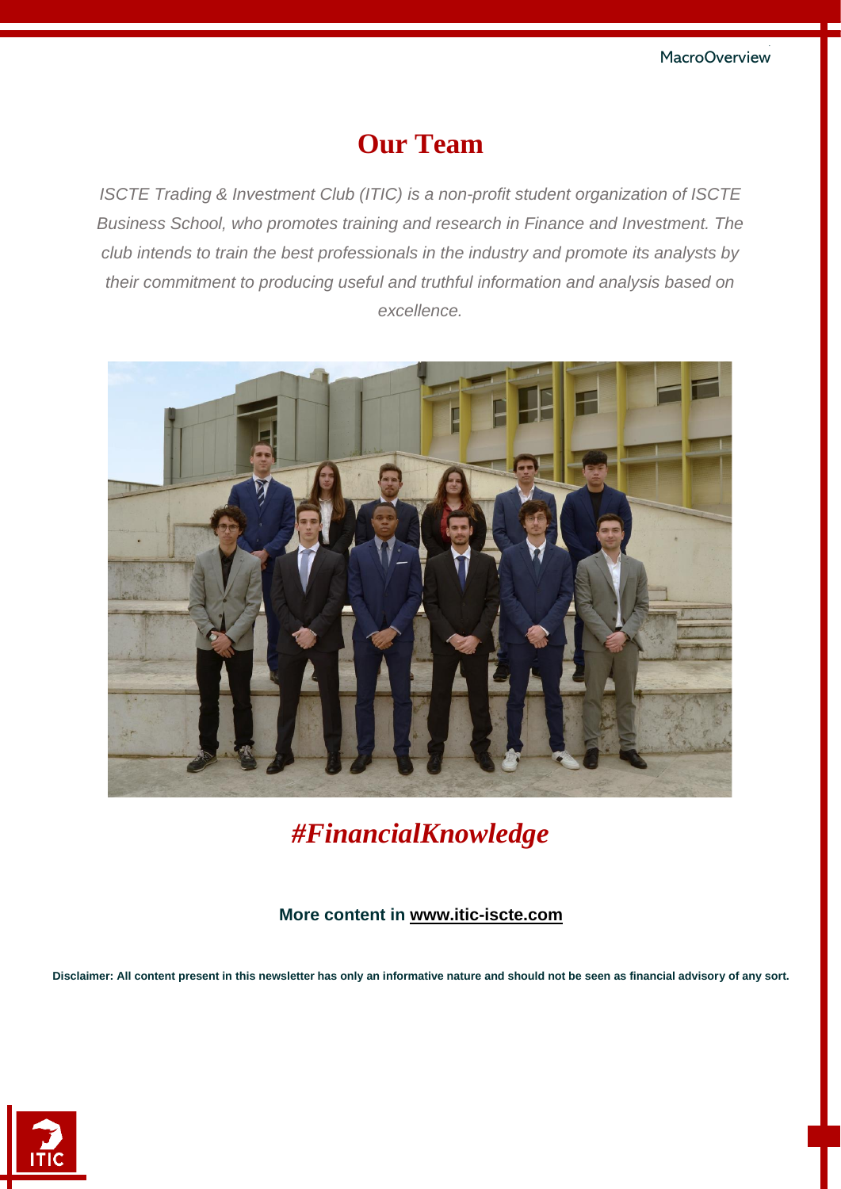# Our Team

*ISCTE Trading & Investment Club (ITIC) is a non-profit student organization of ISCTE Business School, who promotes training and research in Finance and Investment. The club intends to train the best professionals in the industry and promote its analysts by their commitment to producing useful and truthful information and analysis based on excellence.*

***#FinancialKnowledge***

**More content in [www.itic-iscte.com](www.itic-iscte.com)**

**Disclaimer: All content present in this newsletter has only an informative nature and should not be seen as financial advisory of any sort.**